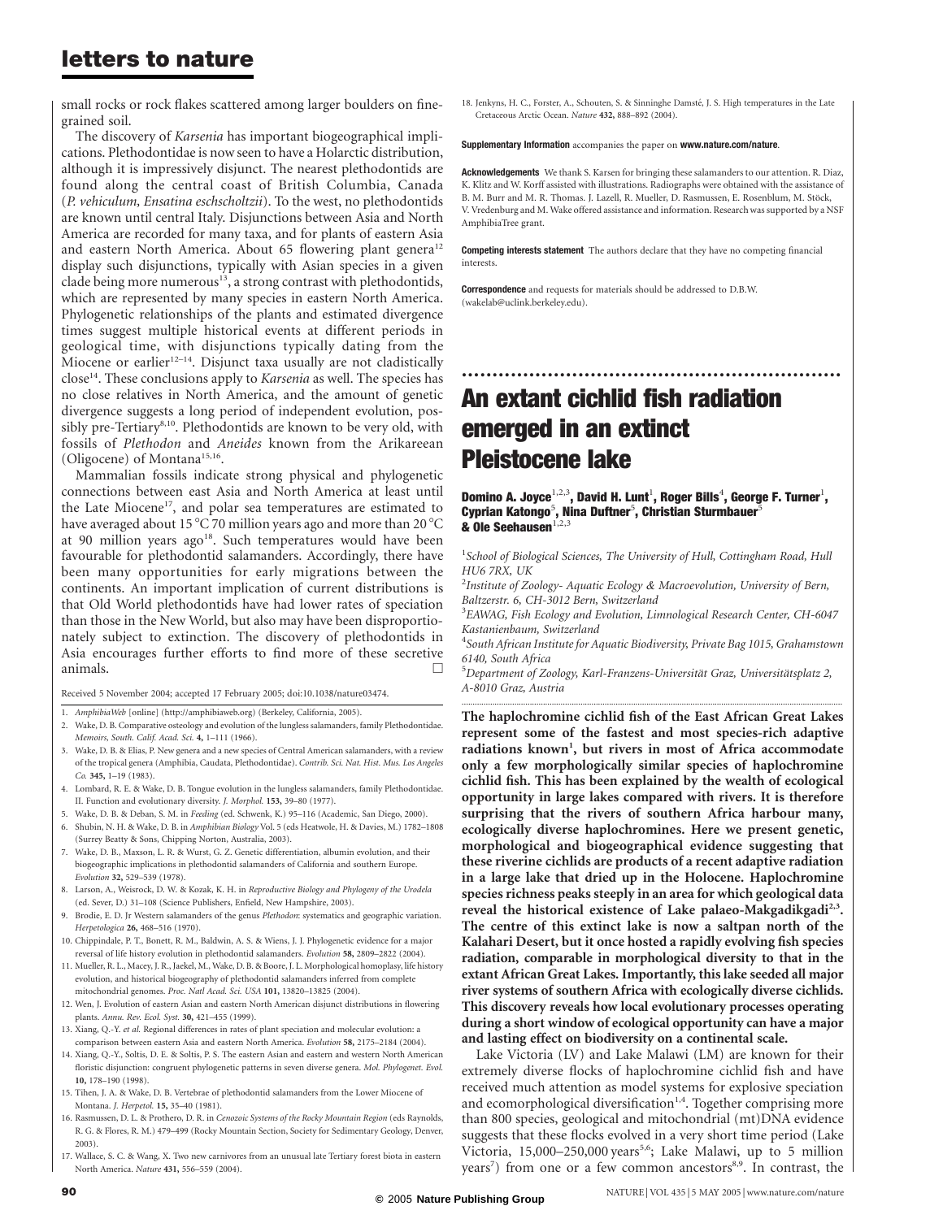small rocks or rock flakes scattered among larger boulders on fine-grained soil.

The discovery of *Karsenia* has important biogeographical implications. Plethodontidae is now seen to have a Holarctic distribution, although it is impressively disjunct. The nearest plethodontids are found along the central coast of British Columbia, Canada (*P. vehiculum, Ensatina eschscholtzii*). To the west, no plethodontids are known until central Italy. Disjunctions between Asia and North America are recorded for many taxa, and for plants of eastern Asia and eastern North America. About 65 flowering plant genera[12] display such disjunctions, typically with Asian species in a given clade being more numerous[13], a strong contrast with plethodontids, which are represented by many species in eastern North America. Phylogenetic relationships of the plants and estimated divergence times suggest multiple historical events at different periods in geological time, with disjunctions typically dating from the Miocene or earlier[12–14]. Disjunct taxa usually are not cladistically close[14]. These conclusions apply to *Karsenia* as well. The species has no close relatives in North America, and the amount of genetic divergence suggests a long period of independent evolution, possibly pre-Tertiary[8,10]. Plethodontids are known to be very old, with fossils of *Plethodon* and *Aneides* known from the Arikareean (Oligocene) of Montana[15,16].

Mammalian fossils indicate strong physical and phylogenetic connections between east Asia and North America at least until the Late Miocene[17], and polar sea temperatures are estimated to have averaged about 15 °C 70 million years ago and more than 20 °C at 90 million years ago[18]. Such temperatures would have been favourable for plethodontid salamanders. Accordingly, there have been many opportunities for early migrations between the continents. An important implication of current distributions is that Old World plethodontids have had lower rates of speciation than those in the New World, but also may have been disproportionately subject to extinction. The discovery of plethodontids in Asia encourages further efforts to find more of these secretive animals. □

Received 5 November 2004; accepted 17 February 2005; doi:10.1038/nature03474.

1. *AmphibiaWeb* [online] (http://amphibiaweb.org) (Berkeley, California, 2005).
2. Wake, D. B. Comparative osteology and evolution of the lungless salamanders, family Plethodontidae. *Memoirs, South. Calif. Acad. Sci.* **4,** 1–111 (1966).
3. Wake, D. B. & Elias, P. New genera and a new species of Central American salamanders, with a review of the tropical genera (Amphibia, Caudata, Plethodontidae). *Contrib. Sci. Nat. Hist. Mus. Los Angeles Co.* **345,** 1–19 (1983).
4. Lombard, R. E. & Wake, D. B. Tongue evolution in the lungless salamanders, family Plethodontidae. II. Function and evolutionary diversity. *J. Morphol.* **153,** 39–80 (1977).
5. Wake, D. B. & Deban, S. M. in *Feeding* (ed. Schwenk, K.) 95–116 (Academic, San Diego, 2000).
6. Shubin, N. H. & Wake, D. B. in *Amphibian Biology* Vol. 5 (eds Heatwole, H. & Davies, M.) 1782–1808 (Surrey Beatty & Sons, Chipping Norton, Australia, 2003).
7. Wake, D. B., Maxson, L. R. & Wurst, G. Z. Genetic differentiation, albumin evolution, and their biogeographic implications in plethodontid salamanders of California and southern Europe. *Evolution* **32,** 529–539 (1978).
8. Larson, A., Weisrock, D. W. & Kozak, K. H. in *Reproductive Biology and Phylogeny of the Urodela* (ed. Sever, D.) 31–108 (Science Publishers, Enfield, New Hampshire, 2003).
9. Brodie, E. D. Jr Western salamanders of the genus *Plethodon*: systematics and geographic variation. *Herpetologica* **26,** 468–516 (1970).
10. Chippindale, P. T., Bonett, R. M., Baldwin, A. S. & Wiens, J. J. Phylogenetic evidence for a major reversal of life history evolution in plethodontid salamanders. *Evolution* **58,** 2809–2822 (2004).
11. Mueller, R. L., Macey, J. R., Jaekel, M., Wake, D. B. & Boore, J. L. Morphological homoplasy, life history evolution, and historical biogeography of plethodontid salamanders inferred from complete mitochondrial genomes. *Proc. Natl Acad. Sci. USA* **101,** 13820–13825 (2004).
12. Wen, J. Evolution of eastern Asian and eastern North American disjunct distributions in flowering plants. *Annu. Rev. Ecol. Syst.* **30,** 421–455 (1999).
13. Xiang, Q.-Y. *et al.* Regional differences in rates of plant speciation and molecular evolution: a comparison between eastern Asia and eastern North America. *Evolution* **58,** 2175–2184 (2004).
14. Xiang, Q.-Y., Soltis, D. E. & Soltis, P. S. The eastern Asian and eastern and western North American floristic disjunction: congruent phylogenetic patterns in seven diverse genera. *Mol. Phylogenet. Evol.* **10,** 178–190 (1998).
15. Tihen, J. A. & Wake, D. B. Vertebrae of plethodontid salamanders from the Lower Miocene of Montana. *J. Herpetol.* **15,** 35–40 (1981).
16. Rasmussen, D. L. & Prothero, D. R. in *Cenozoic Systems of the Rocky Mountain Region* (eds Raynolds, R. G. & Flores, R. M.) 479–499 (Rocky Mountain Section, Society for Sedimentary Geology, Denver, 2003).
17. Wallace, S. C. & Wang, X. Two new carnivores from an unusual late Tertiary forest biota in eastern North America. *Nature* **431,** 556–559 (2004).
18. Jenkyns, H. C., Forster, A., Schouten, S. & Sinninghe Damsté, J. S. High temperatures in the Late Cretaceous Arctic Ocean. *Nature* **432,** 888–892 (2004).

**Supplementary Information** accompanies the paper on **www.nature.com/nature**.

**Acknowledgements** We thank S. Karsen for bringing these salamanders to our attention. R. Diaz, K. Klitz and W. Korff assisted with illustrations. Radiographs were obtained with the assistance of B. M. Burr and M. R. Thomas. J. Lazell, R. Mueller, D. Rasmussen, E. Rosenblum, M. Stöck, V. Vredenburg and M. Wake offered assistance and information. Research was supported by a NSF AmphibiaTree grant.

**Competing interests statement** The authors declare that they have no competing financial interests.

**Correspondence** and requests for materials should be addressed to D.B.W. (wakelab@uclink.berkeley.edu).

# An extant cichlid fish radiation emerged in an extinct Pleistocene lake

**Domino A. Joyce[1,2,3], David H. Lunt[1], Roger Bills[4], George F. Turner[1], Cyprian Katongo[5], Nina Duftner[5], Christian Sturmbauer[5] & Ole Seehausen[1,2,3]**

[1] *School of Biological Sciences, The University of Hull, Cottingham Road, Hull HU6 7RX, UK*
[2] *Institute of Zoology- Aquatic Ecology & Macroevolution, University of Bern, Baltzerstr. 6, CH-3012 Bern, Switzerland*
[3] *EAWAG, Fish Ecology and Evolution, Limnological Research Center, CH-6047 Kastanienbaum, Switzerland*
[4] *South African Institute for Aquatic Biodiversity, Private Bag 1015, Grahamstown 6140, South Africa*
[5] *Department of Zoology, Karl-Franzens-Universität Graz, Universitätsplatz 2, A-8010 Graz, Austria*

**The haplochromine cichlid fish of the East African Great Lakes represent some of the fastest and most species-rich adaptive radiations known[1], but rivers in most of Africa accommodate only a few morphologically similar species of haplochromine cichlid fish. This has been explained by the wealth of ecological opportunity in large lakes compared with rivers. It is therefore surprising that the rivers of southern Africa harbour many, ecologically diverse haplochromines. Here we present genetic, morphological and biogeographical evidence suggesting that these riverine cichlids are products of a recent adaptive radiation in a large lake that dried up in the Holocene. Haplochromine species richness peaks steeply in an area for which geological data reveal the historical existence of Lake palaeo-Makgadikgadi[2,3]. The centre of this extinct lake is now a saltpan north of the Kalahari Desert, but it once hosted a rapidly evolving fish species radiation, comparable in morphological diversity to that in the extant African Great Lakes. Importantly, this lake seeded all major river systems of southern Africa with ecologically diverse cichlids. This discovery reveals how local evolutionary processes operating during a short window of ecological opportunity can have a major and lasting effect on biodiversity on a continental scale.**

Lake Victoria (LV) and Lake Malawi (LM) are known for their extremely diverse flocks of haplochromine cichlid fish and have received much attention as model systems for explosive speciation and ecomorphological diversification[1,4]. Together comprising more than 800 species, geological and mitochondrial (mt)DNA evidence suggests that these flocks evolved in a very short time period (Lake Victoria, 15,000–250,000 years[5,6]; Lake Malawi, up to 5 million years[7]) from one or a few common ancestors[8,9]. In contrast, the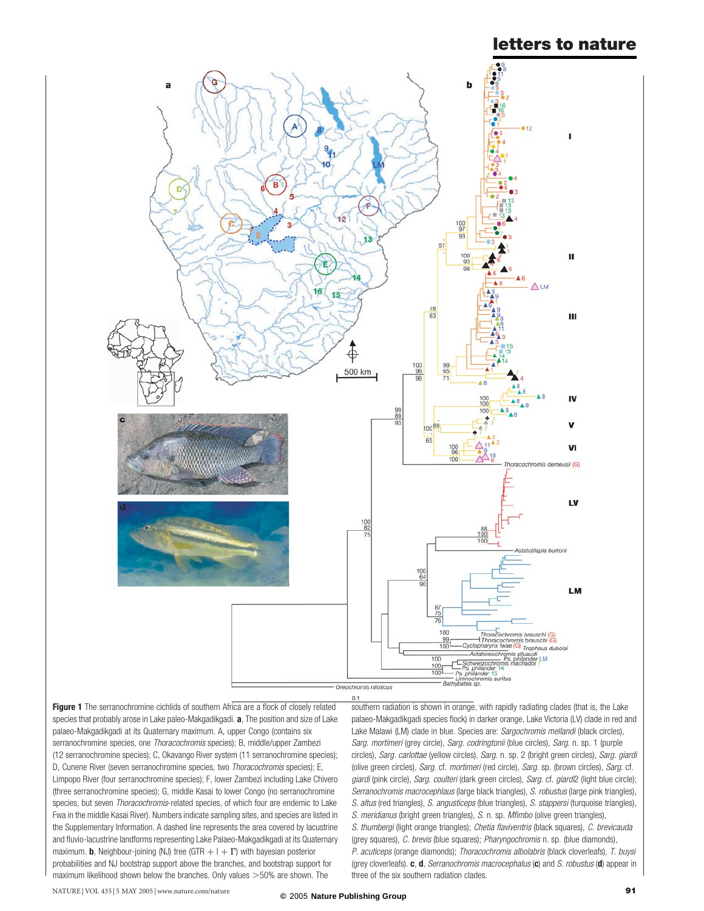**Figure 1** The serranochromine cichlids of southern Africa are a flock of closely related species that probably arose in Lake paleo-Makgadikgadi. **a**, The position and size of Lake palaeo-Makgadikgadi at its Quaternary maximum. A, upper Congo (contains six serranochromine species, one *Thoracochromis* species); B, middle/upper Zambezi (12 serranochromine species); C, Okavango River system (11 serranochromine species); D, Cunene River (seven serranochromine species, two *Thoracochromis* species); E, Limpopo River (four serranochromine species); F, lower Zambezi including Lake Chivero (three serranochromine species); G, middle Kasai to lower Congo (no serranochromine species, but seven *Thoracochromis*-related species, of which four are endemic to Lake Fwa in the middle Kasai River). Numbers indicate sampling sites, and species are listed in the Supplementary Information. A dashed line represents the area covered by lacustrine and fluvio-lacustrine landforms representing Lake Palaeo-Makgadikgadi at its Quaternary maximum. **b**, Neighbour-joining (NJ) tree (GTR + I + Γ) with bayesian posterior probabilities and NJ bootstrap support above the branches, and bootstrap support for maximum likelihood shown below the branches. Only values >50% are shown. The southern radiation is shown in orange, with rapidly radiating clades (that is, the Lake palaeo-Makgadikgadi species flock) in darker orange, Lake Victoria (LV) clade in red and Lake Malawi (LM) clade in blue. Species are: *Sargochromis mellandi* (black circles), *Sarg. mortimeri* (grey circle), *Sarg. codringtonii* (blue circles), *Sarg.* n. sp. 1 (purple circles), *Sarg. carlottae* (yellow circles), *Sarg.* n. sp. 2 (bright green circles), *Sarg. giardi* (olive green circles), *Sarg.* cf. *mortimeri* (red circle), *Sarg.* sp. (brown circles), *Sarg.* cf. *giardi* (pink circle), *Sarg. coulteri* (dark green circles), *Sarg.* cf. *giardi2* (light blue circle); *Serranochromis macrocephalus* (large black triangles), *S. robustus* (large pink triangles), *S. altus* (red triangles), *S. angusticeps* (blue triangles), *S. stappersi* (turquoise triangles), *S. meridianus* (bright green triangles), *S.* n. sp. *Mfimbo* (olive green triangles), *S. thumbergi* (light orange triangles); *Chetia flaviventris* (black squares), *C. brevicauda* (grey squares), *C. brevis* (blue squares); *Pharyngochromis* n. sp. (blue diamonds), *P. acuticeps* (orange diamonds); *Thoracochromis albolabris* (black cloverleafs), *T. buysi* (grey cloverleafs). **c**, **d**, *Serranochromis macrocephalus* (**c**) and *S. robustus* (**d**) appear in three of the six southern radiation clades.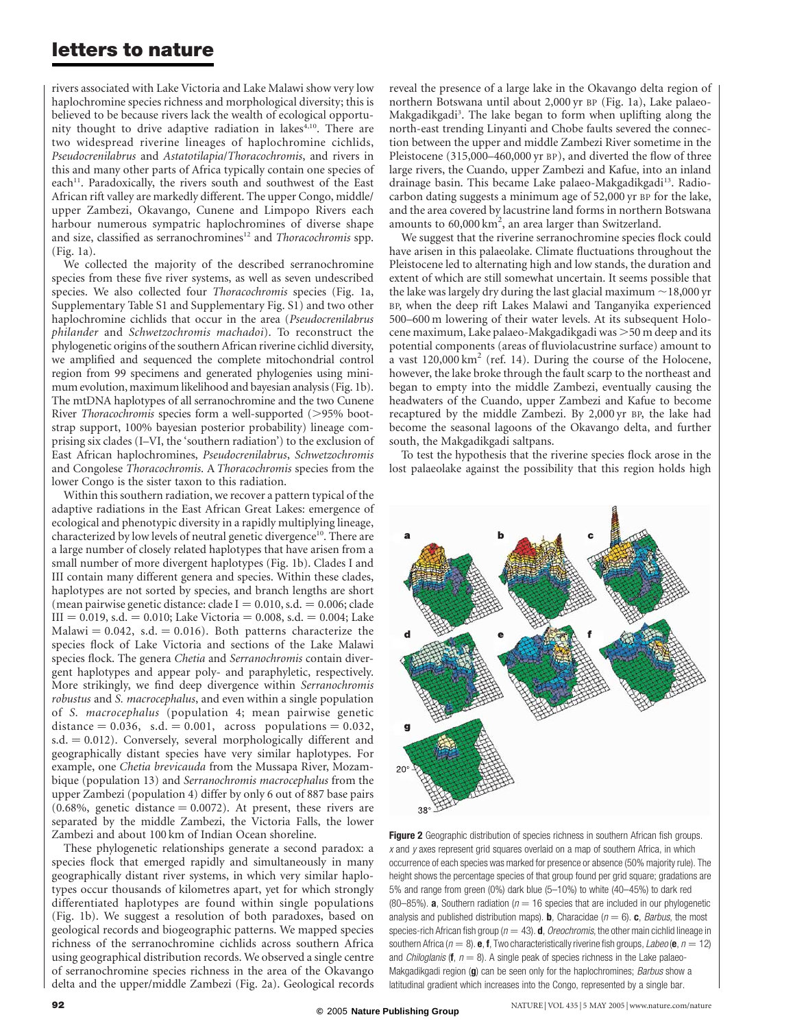rivers associated with Lake Victoria and Lake Malawi show very low haplochromine species richness and morphological diversity; this is believed to be because rivers lack the wealth of ecological opportunity thought to drive adaptive radiation in lakes[4,10]. There are two widespread riverine lineages of haplochromine cichlids, *Pseudocrenilabrus* and *Astatotilapia*/*Thoracochromis*, and rivers in this and many other parts of Africa typically contain one species of each[11]. Paradoxically, the rivers south and southwest of the East African rift valley are markedly different. The upper Congo, middle/upper Zambezi, Okavango, Cunene and Limpopo Rivers each harbour numerous sympatric haplochromines of diverse shape and size, classified as serranochromines[12] and *Thoracochromis* spp. (Fig. 1a).

We collected the majority of the described serranochromine species from these five river systems, as well as seven undescribed species. We also collected four *Thoracochromis* species (Fig. 1a, Supplementary Table S1 and Supplementary Fig. S1) and two other haplochromine cichlids that occur in the area (*Pseudocrenilabrus philander* and *Schwetzochromis machadoi*). To reconstruct the phylogenetic origins of the southern African riverine cichlid diversity, we amplified and sequenced the complete mitochondrial control region from 99 specimens and generated phylogenies using minimum evolution, maximum likelihood and bayesian analysis (Fig. 1b). The mtDNA haplotypes of all serranochromine and the two Cunene River *Thoracochromis* species form a well-supported (>95% bootstrap support, 100% bayesian posterior probability) lineage comprising six clades (I–VI, the 'southern radiation') to the exclusion of East African haplochromines, *Pseudocrenilabrus*, *Schwetzochromis* and Congolese *Thoracochromis*. A *Thoracochromis* species from the lower Congo is the sister taxon to this radiation.

Within this southern radiation, we recover a pattern typical of the adaptive radiations in the East African Great Lakes: emergence of ecological and phenotypic diversity in a rapidly multiplying lineage, characterized by low levels of neutral genetic divergence[10]. There are a large number of closely related haplotypes that have arisen from a small number of more divergent haplotypes (Fig. 1b). Clades I and III contain many different genera and species. Within these clades, haplotypes are not sorted by species, and branch lengths are short (mean pairwise genetic distance: clade I = 0.010, s.d. = 0.006; clade III = 0.019, s.d. = 0.010; Lake Victoria = 0.008, s.d. = 0.004; Lake Malawi = 0.042, s.d. = 0.016). Both patterns characterize the species flock of Lake Victoria and sections of the Lake Malawi species flock. The genera *Chetia* and *Serranochromis* contain divergent haplotypes and appear poly- and paraphyletic, respectively. More strikingly, we find deep divergence within *Serranochromis robustus* and *S. macrocephalus*, and even within a single population of *S. macrocephalus* (population 4; mean pairwise genetic distance = 0.036, s.d. = 0.001, across populations = 0.032, s.d. = 0.012). Conversely, several morphologically different and geographically distant species have very similar haplotypes. For example, one *Chetia brevicauda* from the Mussapa River, Mozambique (population 13) and *Serranochromis macrocephalus* from the upper Zambezi (population 4) differ by only 6 out of 887 base pairs (0.68%, genetic distance = 0.0072). At present, these rivers are separated by the middle Zambezi, the Victoria Falls, the lower Zambezi and about 100 km of Indian Ocean shoreline.

These phylogenetic relationships generate a second paradox: a species flock that emerged rapidly and simultaneously in many geographically distant river systems, in which very similar haplotypes occur thousands of kilometres apart, yet for which strongly differentiated haplotypes are found within single populations (Fig. 1b). We suggest a resolution of both paradoxes, based on geological records and biogeographic patterns. We mapped species richness of the serranochromine cichlids across southern Africa using geographical distribution records. We observed a single centre of serranochromine species richness in the area of the Okavango delta and the upper/middle Zambezi (Fig. 2a). Geological records reveal the presence of a large lake in the Okavango delta region of northern Botswana until about 2,000 yr BP (Fig. 1a), Lake palaeo-Makgadikgadi[3]. The lake began to form when uplifting along the north-east trending Linyanti and Chobe faults severed the connection between the upper and middle Zambezi River sometime in the Pleistocene (315,000–460,000 yr BP), and diverted the flow of three large rivers, the Cuando, upper Zambezi and Kafue, into an inland drainage basin. This became Lake palaeo-Makgadikgadi[13]. Radiocarbon dating suggests a minimum age of 52,000 yr BP for the lake, and the area covered by lacustrine land forms in northern Botswana amounts to 60,000 km$^2$, an area larger than Switzerland.

We suggest that the riverine serranochromine species flock could have arisen in this palaeolake. Climate fluctuations throughout the Pleistocene led to alternating high and low stands, the duration and extent of which are still somewhat uncertain. It seems possible that the lake was largely dry during the last glacial maximum ~18,000 yr BP, when the deep rift Lakes Malawi and Tanganyika experienced 500–600 m lowering of their water levels. At its subsequent Holocene maximum, Lake palaeo-Makgadikgadi was >50 m deep and its potential components (areas of fluviolacustrine surface) amount to a vast 120,000 km$^2$ (ref. 14). During the course of the Holocene, however, the lake broke through the fault scarp to the northeast and began to empty into the middle Zambezi, eventually causing the headwaters of the Cuando, upper Zambezi and Kafue to become recaptured by the middle Zambezi. By 2,000 yr BP, the lake had become the seasonal lagoons of the Okavango delta, and further south, the Makgadikgadi saltpans.

To test the hypothesis that the riverine species flock arose in the lost palaeolake against the possibility that this region holds high

**Figure 2** Geographic distribution of species richness in southern African fish groups. *x* and *y* axes represent grid squares overlaid on a map of southern Africa, in which occurrence of each species was marked for presence or absence (50% majority rule). The height shows the percentage species of that group found per grid square; gradations are 5% and range from green (0%) dark blue (5–10%) to white (40–45%) to dark red (80–85%). **a**, Southern radiation ($n = 16$ species that are included in our phylogenetic analysis and published distribution maps). **b**, Characidae ($n = 6$). **c**, *Barbus*, the most species-rich African fish group ($n = 43$). **d**, *Oreochromis*, the other main cichlid lineage in southern Africa ($n = 8$). **e**, **f**, Two characteristically riverine fish groups, *Labeo* (**e**, $n = 12$) and *Chiloglanis* (**f**, $n = 8$). A single peak of species richness in the Lake palaeo-Makgadikgadi region (**g**) can be seen only for the haplochromines; *Barbus* show a latitudinal gradient which increases into the Congo, represented by a single bar.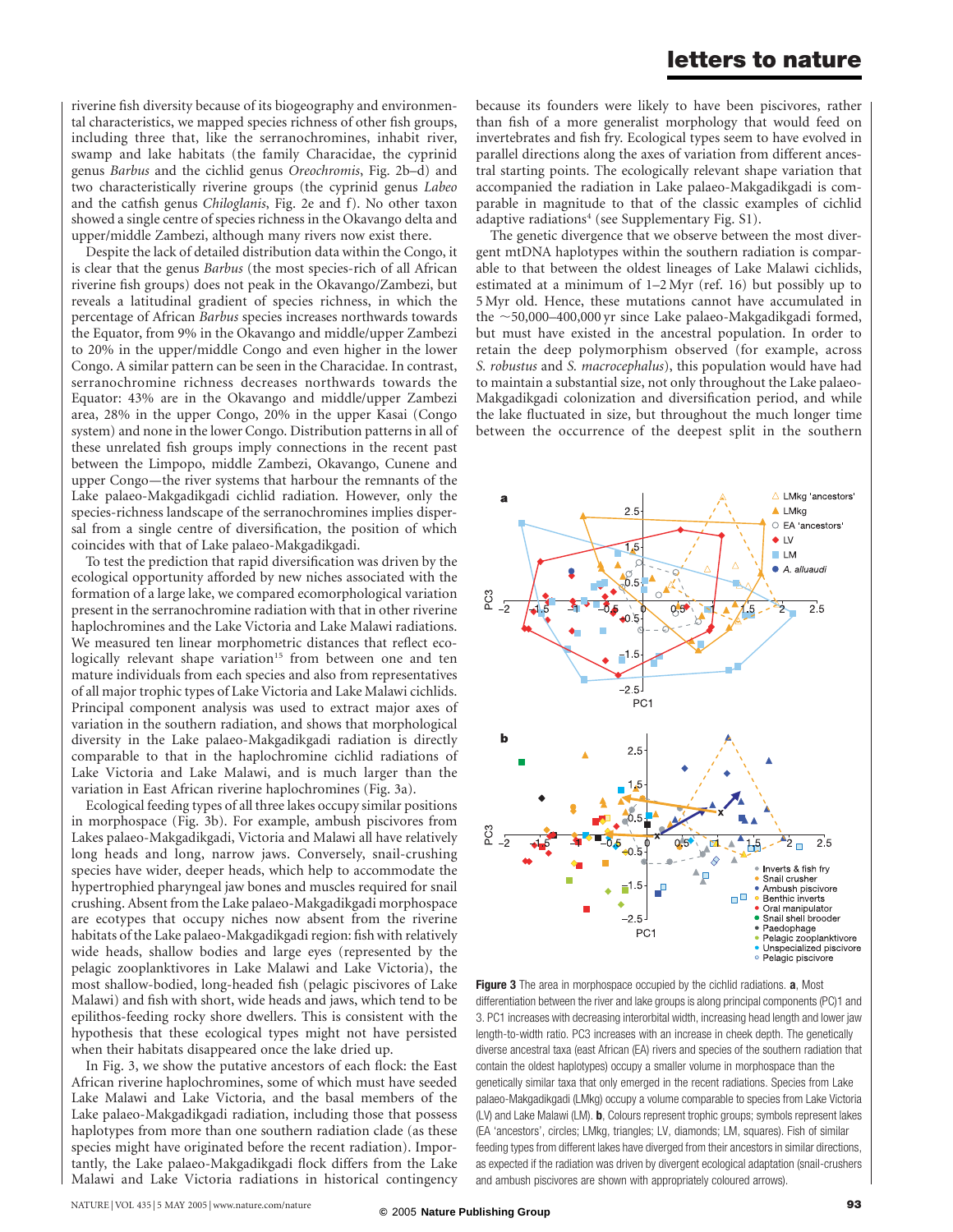riverine fish diversity because of its biogeography and environmental characteristics, we mapped species richness of other fish groups, including three that, like the serranochromines, inhabit river, swamp and lake habitats (the family Characidae, the cyprinid genus *Barbus* and the cichlid genus *Oreochromis*, Fig. 2b–d) and two characteristically riverine groups (the cyprinid genus *Labeo* and the catfish genus *Chiloglanis*, Fig. 2e and f). No other taxon showed a single centre of species richness in the Okavango delta and upper/middle Zambezi, although many rivers now exist there.

Despite the lack of detailed distribution data within the Congo, it is clear that the genus *Barbus* (the most species-rich of all African riverine fish groups) does not peak in the Okavango/Zambezi, but reveals a latitudinal gradient of species richness, in which the percentage of African *Barbus* species increases northwards towards the Equator, from 9% in the Okavango and middle/upper Zambezi to 20% in the upper/middle Congo and even higher in the lower Congo. A similar pattern can be seen in the Characidae. In contrast, serranochromine richness decreases northwards towards the Equator: 43% are in the Okavango and middle/upper Zambezi area, 28% in the upper Congo, 20% in the upper Kasai (Congo system) and none in the lower Congo. Distribution patterns in all of these unrelated fish groups imply connections in the recent past between the Limpopo, middle Zambezi, Okavango, Cunene and upper Congo—the river systems that harbour the remnants of the Lake palaeo-Makgadikgadi cichlid radiation. However, only the species-richness landscape of the serranochromines implies dispersal from a single centre of diversification, the position of which coincides with that of Lake palaeo-Makgadikgadi.

To test the prediction that rapid diversification was driven by the ecological opportunity afforded by new niches associated with the formation of a large lake, we compared ecomorphological variation present in the serranochromine radiation with that in other riverine haplochromines and the Lake Victoria and Lake Malawi radiations. We measured ten linear morphometric distances that reflect ecologically relevant shape variation[15] from between one and ten mature individuals from each species and also from representatives of all major trophic types of Lake Victoria and Lake Malawi cichlids. Principal component analysis was used to extract major axes of variation in the southern radiation, and shows that morphological diversity in the Lake palaeo-Makgadikgadi radiation is directly comparable to that in the haplochromine cichlid radiations of Lake Victoria and Lake Malawi, and is much larger than the variation in East African riverine haplochromines (Fig. 3a).

Ecological feeding types of all three lakes occupy similar positions in morphospace (Fig. 3b). For example, ambush piscivores from Lakes palaeo-Makgadikgadi, Victoria and Malawi all have relatively long heads and long, narrow jaws. Conversely, snail-crushing species have wider, deeper heads, which help to accommodate the hypertrophied pharyngeal jaw bones and muscles required for snail crushing. Absent from the Lake palaeo-Makgadikgadi morphospace are ecotypes that occupy niches now absent from the riverine habitats of the Lake palaeo-Makgadikgadi region: fish with relatively wide heads, shallow bodies and large eyes (represented by the pelagic zooplanktivores in Lake Malawi and Lake Victoria), the most shallow-bodied, long-headed fish (pelagic piscivores of Lake Malawi) and fish with short, wide heads and jaws, which tend to be epilithos-feeding rocky shore dwellers. This is consistent with the hypothesis that these ecological types might not have persisted when their habitats disappeared once the lake dried up.

In Fig. 3, we show the putative ancestors of each flock: the East African riverine haplochromines, some of which must have seeded Lake Malawi and Lake Victoria, and the basal members of the Lake palaeo-Makgadikgadi radiation, including those that possess haplotypes from more than one southern radiation clade (as these species might have originated before the recent radiation). Importantly, the Lake palaeo-Makgadikgadi flock differs from the Lake Malawi and Lake Victoria radiations in historical contingency because its founders were likely to have been piscivores, rather than fish of a more generalist morphology that would feed on invertebrates and fish fry. Ecological types seem to have evolved in parallel directions along the axes of variation from different ancestral starting points. The ecologically relevant shape variation that accompanied the radiation in Lake palaeo-Makgadikgadi is comparable in magnitude to that of the classic examples of cichlid adaptive radiations[4] (see Supplementary Fig. S1).

The genetic divergence that we observe between the most divergent mtDNA haplotypes within the southern radiation is comparable to that between the oldest lineages of Lake Malawi cichlids, estimated at a minimum of 1–2 Myr (ref. 16) but possibly up to 5 Myr old. Hence, these mutations cannot have accumulated in the ~50,000–400,000 yr since Lake palaeo-Makgadikgadi formed, but must have existed in the ancestral population. In order to retain the deep polymorphism observed (for example, across *S. robustus* and *S. macrocephalus*), this population would have had to maintain a substantial size, not only throughout the Lake palaeo-Makgadikgadi colonization and diversification period, and while the lake fluctuated in size, but throughout the much longer time between the occurrence of the deepest split in the southern

a

LMkg 'ancestors'
LMkg
EA 'ancestors'
LV
LM
*A. alluaudi*

PC3
PC1
2.5
1.5
0.5
−0.5
−1.5
−2.5
−2
−1.5
−1
−0.5
0
0.5
1
1.5
2
2.5

b

Inverts & fish fry
Snail crusher
Ambush piscivore
Benthic inverts
Oral manipulator
Snail shell brooder
Paedophage
Pelagic zooplanktivore
Unspecialized piscivore
Pelagic piscivore

PC3
PC1
2.5
1.5
0.5
−0.5
−1.5
−2.5
−2
−1.5
−1
−0.5
0
0.5
1
1.5
2
2.5

**Figure 3** The area in morphospace occupied by the cichlid radiations. **a**, Most differentiation between the river and lake groups is along principal components (PC)1 and 3. PC1 increases with decreasing interorbital width, increasing head length and lower jaw length-to-width ratio. PC3 increases with an increase in cheek depth. The genetically diverse ancestral taxa (east African (EA) rivers and species of the southern radiation that contain the oldest haplotypes) occupy a smaller volume in morphospace than the genetically similar taxa that only emerged in the recent radiations. Species from Lake palaeo-Makgadikgadi (LMkg) occupy a volume comparable to species from Lake Victoria (LV) and Lake Malawi (LM). **b**, Colours represent trophic groups; symbols represent lakes (EA 'ancestors', circles; LMkg, triangles; LV, diamonds; LM, squares). Fish of similar feeding types from different lakes have diverged from their ancestors in similar directions, as expected if the radiation was driven by divergent ecological adaptation (snail-crushers and ambush piscivores are shown with appropriately coloured arrows).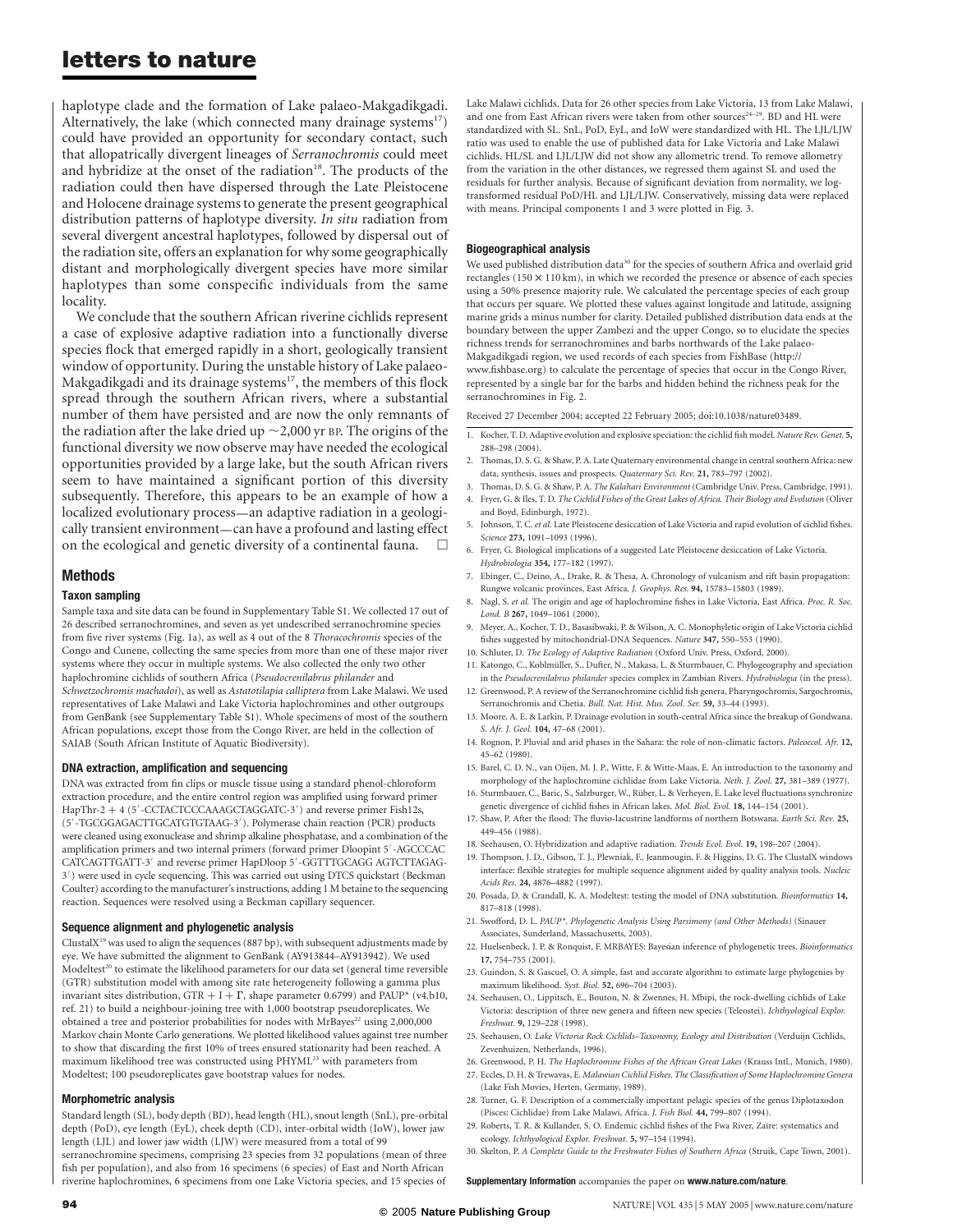haplotype clade and the formation of Lake palaeo-Makgadikgadi. Alternatively, the lake (which connected many drainage systems[17]) could have provided an opportunity for secondary contact, such that allopatrically divergent lineages of *Serranochromis* could meet and hybridize at the onset of the radiation[18]. The products of the radiation could then have dispersed through the Late Pleistocene and Holocene drainage systems to generate the present geographical distribution patterns of haplotype diversity. *In situ* radiation from several divergent ancestral haplotypes, followed by dispersal out of the radiation site, offers an explanation for why some geographically distant and morphologically divergent species have more similar haplotypes than some conspecific individuals from the same locality.

We conclude that the southern African riverine cichlids represent a case of explosive adaptive radiation into a functionally diverse species flock that emerged rapidly in a short, geologically transient window of opportunity. During the unstable history of Lake palaeo-Makgadikgadi and its drainage systems[17], the members of this flock spread through the southern African rivers, where a substantial number of them have persisted and are now the only remnants of the radiation after the lake dried up ~2,000 yr BP. The origins of the functional diversity we now observe may have needed the ecological opportunities provided by a large lake, but the south African rivers seem to have maintained a significant portion of this diversity subsequently. Therefore, this appears to be an example of how a localized evolutionary process—an adaptive radiation in a geologically transient environment—can have a profound and lasting effect on the ecological and genetic diversity of a continental fauna. □

## Methods

### Taxon sampling

Sample taxa and site data can be found in Supplementary Table S1. We collected 17 out of 26 described serranochromines, and seven as yet undescribed serranochromine species from five river systems (Fig. 1a), as well as 4 out of the 8 *Thoracochromis* species of the Congo and Cunene, collecting the same species from more than one of these major river systems where they occur in multiple systems. We also collected the only two other haplochromine cichlids of southern Africa (*Pseudocrenilabrus philander* and *Schwetzochromis machadoi*), as well as *Astatotilapia calliptera* from Lake Malawi. We used representatives of Lake Malawi and Lake Victoria haplochromines and other outgroups from GenBank (see Supplementary Table S1). Whole specimens of most of the southern African populations, except those from the Congo River, are held in the collection of SAIAB (South African Institute of Aquatic Biodiversity).

### DNA extraction, amplification and sequencing

DNA was extracted from fin clips or muscle tissue using a standard phenol-chloroform extraction procedure, and the entire control region was amplified using forward primer HapThr-2 + 4 (5′-CCTACTCCCAAAGCTAGGATC-3′) and reverse primer Fish12s, (5′-TGCGGAGACTTGCATGTGTAAG-3′). Polymerase chain reaction (PCR) products were cleaned using exonuclease and shrimp alkaline phosphatase, and a combination of the amplification primers and two internal primers (forward primer Dloopint 5′-AGCCCAC CATCAGTTGATT-3′ and reverse primer HapDloop 5′-GGTTTGCAGG AGTCTTAGAG-3′) were used in cycle sequencing. This was carried out using DTCS quickstart (Beckman Coulter) according to the manufacturer's instructions, adding 1 M betaine to the sequencing reaction. Sequences were resolved using a Beckman capillary sequencer.

### Sequence alignment and phylogenetic analysis

ClustalX[19] was used to align the sequences (887 bp), with subsequent adjustments made by eye. We have submitted the alignment to GenBank (AY913844–AY913942). We used Modeltest[20] to estimate the likelihood parameters for our data set (general time reversible (GTR) substitution model with among site rate heterogeneity following a gamma plus invariant sites distribution, GTR + I + Γ, shape parameter 0.6799) and PAUP* (v4.b10, ref. 21) to build a neighbour-joining tree with 1,000 bootstrap pseudoreplicates. We obtained a tree and posterior probabilities for nodes with MrBayes[22] using 2,000,000 Markov chain Monte Carlo generations. We plotted likelihood values against tree number to show that discarding the first 10% of trees ensured stationarity had been reached. A maximum likelihood tree was constructed using PHYML[23] with parameters from Modeltest; 100 pseudoreplicates gave bootstrap values for nodes.

### Morphometric analysis

Standard length (SL), body depth (BD), head length (HL), snout length (SnL), pre-orbital depth (PoD), eye length (EyL), cheek depth (CD), inter-orbital width (IoW), lower jaw length (LJL) and lower jaw width (LJW) were measured from a total of 99 serranochromine specimens, comprising 23 species from 32 populations (mean of three fish per population), and also from 16 specimens (6 species) of East and North African riverine haplochromines, 6 specimens from one Lake Victoria species, and 15 species of Lake Malawi cichlids. Data for 26 other species from Lake Victoria, 13 from Lake Malawi, and one from East African rivers were taken from other sources[24–29]. BD and HL were standardized with SL. SnL, PoD, EyL, and IoW were standardized with HL. The LJL/LJW ratio was used to enable the use of published data for Lake Victoria and Lake Malawi cichlids. HL/SL and LJL/LJW did not show any allometric trend. To remove allometry from the variation in the other distances, we regressed them against SL and used the residuals for further analysis. Because of significant deviation from normality, we log-transformed residual PoD/HL and LJL/LJW. Conservatively, missing data were replaced with means. Principal components 1 and 3 were plotted in Fig. 3.

### Biogeographical analysis

We used published distribution data[30] for the species of southern Africa and overlaid grid rectangles (150 × 110 km), in which we recorded the presence or absence of each species using a 50% presence majority rule. We calculated the percentage species of each group that occurs per square. We plotted these values against longitude and latitude, assigning marine grids a minus number for clarity. Detailed published distribution data ends at the boundary between the upper Zambezi and the upper Congo, so to elucidate the species richness trends for serranochromines and barbs northwards of the Lake palaeo-Makgadikgadi region, we used records of each species from FishBase (http://www.fishbase.org) to calculate the percentage of species that occur in the Congo River, represented by a single bar for the barbs and hidden behind the richness peak for the serranochromines in Fig. 2.

Received 27 December 2004; accepted 22 February 2005; doi:10.1038/nature03489.

1. Kocher, T. D. Adaptive evolution and explosive speciation: the cichlid fish model. *Nature Rev. Genet.* **5,** 288–298 (2004).
2. Thomas, D. S. G. & Shaw, P. A. Late Quaternary environmental change in central southern Africa: new data, synthesis, issues and prospects. *Quaternary Sci. Rev.* **21,** 783–797 (2002).
3. Thomas, D. S. G. & Shaw, P. A. *The Kalahari Environment* (Cambridge Univ. Press, Cambridge, 1991).
4. Fryer, G. & Iles, T. D. *The Cichlid Fishes of the Great Lakes of Africa. Their Biology and Evolution* (Oliver and Boyd, Edinburgh, 1972).
5. Johnson, T. C. *et al.* Late Pleistocene desiccation of Lake Victoria and rapid evolution of cichlid fishes. *Science* **273,** 1091–1093 (1996).
6. Fryer, G. Biological implications of a suggested Late Pleistocene desiccation of Lake Victoria. *Hydrobiologia* **354,** 177–182 (1997).
7. Ebinger, C., Deino, A., Drake, R. & Thesa, A. Chronology of vulcanism and rift basin propagation: Rungwe volcanic provinces, East Africa. *J. Geophys. Res.* **94,** 15783–15803 (1989).
8. Nagl, S. *et al.* The origin and age of haplochromine fishes in Lake Victoria, East Africa. *Proc. R. Soc. Lond. B* **267,** 1049–1061 (2000).
9. Meyer, A., Kocher, T. D., Basasibwaki, P. & Wilson, A. C. Monophyletic origin of Lake Victoria cichlid fishes suggested by mitochondrial-DNA Sequences. *Nature* **347,** 550–553 (1990).
10. Schluter, D. *The Ecology of Adaptive Radiation* (Oxford Univ. Press, Oxford, 2000).
11. Katongo, C., Koblmüller, S., Dufter, N., Makasa, L. & Sturmbauer, C. Phylogeography and speciation in the *Pseudocrenilabrus philander* species complex in Zambian Rivers. *Hydrobiologia* (in the press).
12. Greenwood, P. A review of the Serranochromine cichlid fish genera, Pharyngochromis, Sargochromis, Serranochromis and Chetia. *Bull. Nat. Hist. Mus. Zool. Ser.* **59,** 33–44 (1993).
13. Moore, A. E. & Larkin, P. Drainage evolution in south-central Africa since the breakup of Gondwana. *S. Afr. J. Geol.* **104,** 47–68 (2001).
14. Rognon, P. Pluvial and arid phases in the Sahara: the role of non-climatic factors. *Paleoecol. Afr.* **12,** 45–62 (1980).
15. Barel, C. D. N., van Oijen, M. J. P., Witte, F. & Witte-Maas, E. An introduction to the taxonomy and morphology of the haplochromine cichlidae from Lake Victoria. *Neth. J. Zool.* **27,** 381–389 (1977).
16. Sturmbauer, C., Baric, S., Salzburger, W., Rüber, L. & Verheyen, E. Lake level fluctuations synchronize genetic divergence of cichlid fishes in African lakes. *Mol. Biol. Evol.* **18,** 144–154 (2001).
17. Shaw, P. After the flood: The fluvio-lacustrine landforms of northern Botswana. *Earth Sci. Rev.* **25,** 449–456 (1988).
18. Seehausen, O. Hybridization and adaptive radiation. *Trends Ecol. Evol.* **19,** 198–207 (2004).
19. Thompson, J. D., Gibson, T. J., Plewniak, F., Jeanmougin, F. & Higgins, D. G. The ClustalX windows interface: flexible strategies for multiple sequence alignment aided by quality analysis tools. *Nucleic Acids Res.* **24,** 4876–4882 (1997).
20. Posada, D. & Crandall, K. A. Modeltest: testing the model of DNA substitution. *Bioinformatics* **14,** 817–818 (1998).
21. Swofford, D. L. *PAUP\*. Phylogenetic Analysis Using Parsimony (and Other Methods)* (Sinauer Associates, Sunderland, Massachusetts, 2003).
22. Huelsenbeck, J. P. & Ronquist, F. MRBAYES: Bayesian inference of phylogenetic trees. *Bioinformatics* **17,** 754–755 (2001).
23. Guindon, S. & Gascuel, O. A simple, fast and accurate algorithm to estimate large phylogenies by maximum likelihood. *Syst. Biol.* **52,** 696–704 (2003).
24. Seehausen, O., Lippitsch, E., Bouton, N. & Zwennes, H. Mbipi, the rock-dwelling cichlids of Lake Victoria: description of three new genera and fifteen new species (Teleostei). *Ichthyological Explor. Freshwat.* **9,** 129–228 (1998).
25. Seehausen, O. *Lake Victoria Rock Cichlids–Taxonomy, Ecology and Distribution* (Verduijn Cichlids, Zevenhuizen, Netherlands, 1996).
26. Greenwood, P. H. *The Haplochromine Fishes of the African Great Lakes* (Krauss Intl., Munich, 1980).
27. Eccles, D. H. & Trewavas, E. *Malawian Cichlid Fishes. The Classification of Some Haplochromine Genera* (Lake Fish Movies, Herten, Germany, 1989).
28. Turner, G. F. Description of a commercially important pelagic species of the genus Diplotaxodon (Pisces: Cichlidae) from Lake Malawi, Africa. *J. Fish Biol.* **44,** 799–807 (1994).
29. Roberts, T. R. & Kullander, S. O. Endemic cichlid fishes of the Fwa River, Zaïre: systematics and ecology. *Ichthyological Explor. Freshwat.* **5,** 97–154 (1994).
30. Skelton, P. *A Complete Guide to the Freshwater Fishes of Southern Africa* (Struik, Cape Town, 2001).

**Supplementary Information** accompanies the paper on **www.nature.com/nature**.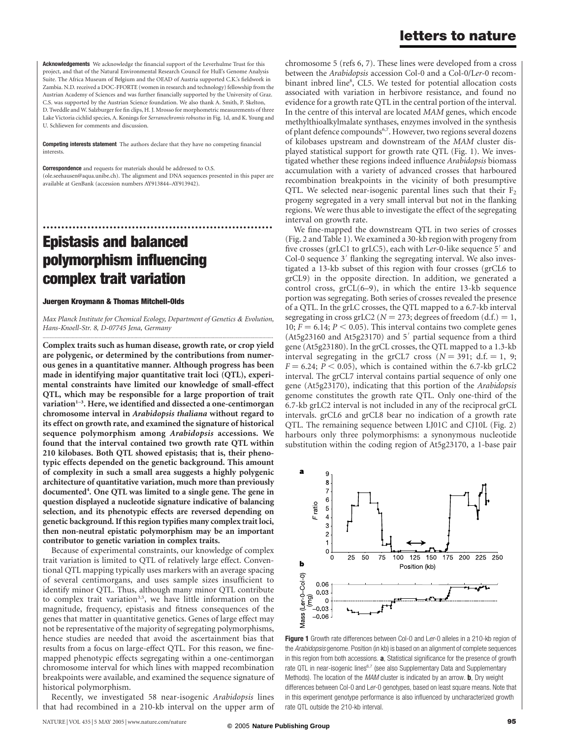**Acknowledgements** We acknowledge the financial support of the Leverhulme Trust for this project, and that of the Natural Environmental Research Council for Hull's Genome Analysis Suite. The Africa Museum of Belgium and the OEAD of Austria supported C.K.'s fieldwork in Zambia. N.D. received a DOC-FFORTE (women in research and technology) fellowship from the Austrian Academy of Sciences and was further financially supported by the University of Graz. C.S. was supported by the Austrian Science foundation. We also thank A. Smith, P. Skelton, D. Tweddle and W. Salzburger for fin clips, H. J. Mrosso for morphometric measurements of three Lake Victoria cichlid species, A. Konings for *Serranochromis robustus* in Fig. 1d, and K. Young and U. Schliewen for comments and discussion.

**Competing interests statement** The authors declare that they have no competing financial interests.

**Correspondence** and requests for materials should be addressed to O.S. (ole.seehausen@aqua.unibe.ch). The alignment and DNA sequences presented in this paper are available at GenBank (accession numbers AY913844–AY913942).

# Epistasis and balanced polymorphism influencing complex trait variation

**Juergen Kroymann & Thomas Mitchell-Olds**

*Max Planck Institute for Chemical Ecology, Department of Genetics & Evolution, Hans-Knoell-Str. 8, D-07745 Jena, Germany*

**Complex traits such as human disease, growth rate, or crop yield are polygenic, or determined by the contributions from numerous genes in a quantitative manner. Although progress has been made in identifying major quantitative trait loci (QTL), experimental constraints have limited our knowledge of small-effect QTL, which may be responsible for a large proportion of trait variation[1–3]. Here, we identified and dissected a one-centimorgan chromosome interval in *Arabidopsis thaliana* without regard to its effect on growth rate, and examined the signature of historical sequence polymorphism among *Arabidopsis* accessions. We found that the interval contained two growth rate QTL within 210 kilobases. Both QTL showed epistasis; that is, their phenotypic effects depended on the genetic background. This amount of complexity in such a small area suggests a highly polygenic architecture of quantitative variation, much more than previously documented[4]. One QTL was limited to a single gene. The gene in question displayed a nucleotide signature indicative of balancing selection, and its phenotypic effects are reversed depending on genetic background. If this region typifies many complex trait loci, then non-neutral epistatic polymorphism may be an important contributor to genetic variation in complex traits.**

Because of experimental constraints, our knowledge of complex trait variation is limited to QTL of relatively large effect. Conventional QTL mapping typically uses markers with an average spacing of several centimorgans, and uses sample sizes insufficient to identify minor QTL. Thus, although many minor QTL contribute to complex trait variation[3,5], we have little information on the magnitude, frequency, epistasis and fitness consequences of the genes that matter in quantitative genetics. Genes of large effect may not be representative of the majority of segregating polymorphisms, hence studies are needed that avoid the ascertainment bias that results from a focus on large-effect QTL. For this reason, we fine-mapped phenotypic effects segregating within a one-centimorgan chromosome interval for which lines with mapped recombination breakpoints were available, and examined the sequence signature of historical polymorphism.

Recently, we investigated 58 near-isogenic *Arabidopsis* lines that had recombined in a 210-kb interval on the upper arm of chromosome 5 (refs 6, 7). These lines were developed from a cross between the *Arabidopsis* accession Col-0 and a Col-0/L*er*-0 recombinant inbred line[8], CL5. We tested for potential allocation costs associated with variation in herbivore resistance, and found no evidence for a growth rate QTL in the central portion of the interval. In the centre of this interval are located *MAM* genes, which encode methylthioalkylmalate synthases, enzymes involved in the synthesis of plant defence compounds[6,7]. However, two regions several dozens of kilobases upstream and downstream of the *MAM* cluster displayed statistical support for growth rate QTL (Fig. 1). We investigated whether these regions indeed influence *Arabidopsis* biomass accumulation with a variety of advanced crosses that harboured recombination breakpoints in the vicinity of both presumptive QTL. We selected near-isogenic parental lines such that their $F_2$ progeny segregated in a very small interval but not in the flanking regions. We were thus able to investigate the effect of the segregating interval on growth rate.

We fine-mapped the downstream QTL in two series of crosses (Fig. 2 and Table 1). We examined a 30-kb region with progeny from five crosses (grLC1 to grLC5), each with L*er*-0-like sequence 5′ and Col-0 sequence 3′ flanking the segregating interval. We also investigated a 13-kb subset of this region with four crosses (grCL6 to grCL9) in the opposite direction. In addition, we generated a control cross, grCL(6–9), in which the entire 13-kb sequence portion was segregating. Both series of crosses revealed the presence of a QTL. In the grLC crosses, the QTL mapped to a 6.7-kb interval segregating in cross grLC2 ($N = 273$; degrees of freedom (d.f.) = 1, 10; $F = 6.14$; $P < 0.05$). This interval contains two complete genes (At5g23160 and At5g23170) and 5′ partial sequence from a third gene (At5g23180). In the grCL crosses, the QTL mapped to a 1.3-kb interval segregating in the grCL7 cross ($N = 391$; d.f. = 1, 9; $F = 6.24$; $P < 0.05$), which is contained within the 6.7-kb grLC2 interval. The grCL7 interval contains partial sequence of only one gene (At5g23170), indicating that this portion of the *Arabidopsis* genome constitutes the growth rate QTL. Only one-third of the 6.7-kb grLC2 interval is not included in any of the reciprocal grCL intervals. grCL6 and grCL8 bear no indication of a growth rate QTL. The remaining sequence between LJ01C and CJ10L (Fig. 2) harbours only three polymorphisms: a synonymous nucleotide substitution within the coding region of At5g23170, a 1-base pair

a
F ratio
9
8
7
6
5
4
3
2
1
0
0 25 50 75 100 125 150 175 200 225 250
Position (kb)

b
Mass (L*er*-0–Col-0) (mg)
0.06
0.03
0
–0.03
–0.06

**Figure 1** Growth rate differences between Col-0 and L*er*-0 alleles in a 210-kb region of the *Arabidopsis* genome. Position (in kb) is based on an alignment of complete sequences in this region from both accessions. **a**, Statistical significance for the presence of growth rate QTL in near-isogenic lines[6,7] (see also Supplementary Data and Supplementary Methods). The location of the *MAM* cluster is indicated by an arrow. **b**, Dry weight differences between Col-0 and L*er*-0 genotypes, based on least square means. Note that in this experiment genotype performance is also influenced by uncharacterized growth rate QTL outside the 210-kb interval.